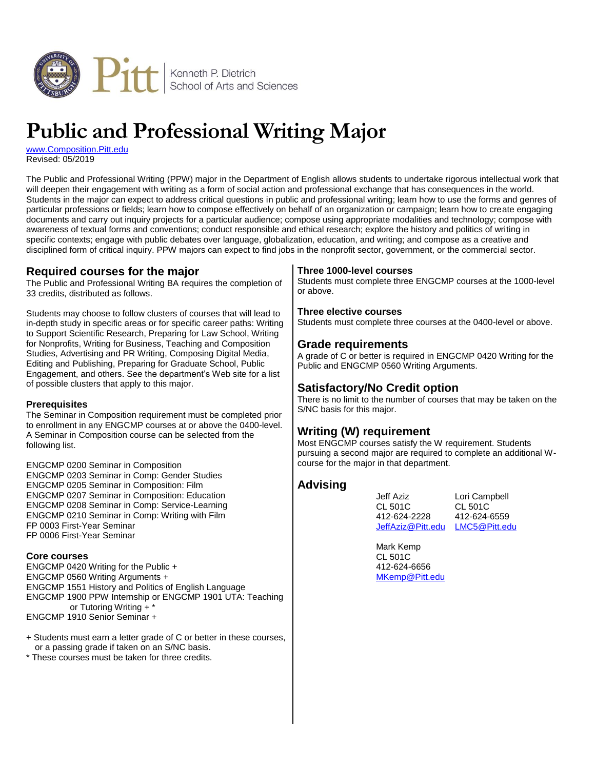Kenneth P. Dietrich School of Arts and Sciences

# Public and Professional Writing Major

www.Composition.Pitt.edu
Revised: 05/2019

The Public and Professional Writing (PPW) major in the Department of English allows students to undertake rigorous intellectual work that will deepen their engagement with writing as a form of social action and professional exchange that has consequences in the world. Students in the major can expect to address critical questions in public and professional writing; learn how to use the forms and genres of particular professions or fields; learn how to compose effectively on behalf of an organization or campaign; learn how to create engaging documents and carry out inquiry projects for a particular audience; compose using appropriate modalities and technology; compose with awareness of textual forms and conventions; conduct responsible and ethical research; explore the history and politics of writing in specific contexts; engage with public debates over language, globalization, education, and writing; and compose as a creative and disciplined form of critical inquiry. PPW majors can expect to find jobs in the nonprofit sector, government, or the commercial sector.

## Required courses for the major

The Public and Professional Writing BA requires the completion of 33 credits, distributed as follows.

Students may choose to follow clusters of courses that will lead to in-depth study in specific areas or for specific career paths: Writing to Support Scientific Research, Preparing for Law School, Writing for Nonprofits, Writing for Business, Teaching and Composition Studies, Advertising and PR Writing, Composing Digital Media, Editing and Publishing, Preparing for Graduate School, Public Engagement, and others. See the department's Web site for a list of possible clusters that apply to this major.

### Prerequisites

The Seminar in Composition requirement must be completed prior to enrollment in any ENGCMP courses at or above the 0400-level. A Seminar in Composition course can be selected from the following list.

ENGCMP 0200 Seminar in Composition
ENGCMP 0203 Seminar in Comp: Gender Studies
ENGCMP 0205 Seminar in Composition: Film
ENGCMP 0207 Seminar in Composition: Education
ENGCMP 0208 Seminar in Comp: Service-Learning
ENGCMP 0210 Seminar in Comp: Writing with Film
FP 0003 First-Year Seminar
FP 0006 First-Year Seminar

### Core courses

ENGCMP 0420 Writing for the Public +
ENGCMP 0560 Writing Arguments +
ENGCMP 1551 History and Politics of English Language
ENGCMP 1900 PPW Internship or ENGCMP 1901 UTA: Teaching or Tutoring Writing + *
ENGCMP 1910 Senior Seminar +

+ Students must earn a letter grade of C or better in these courses, or a passing grade if taken on an S/NC basis.
* These courses must be taken for three credits.

### Three 1000-level courses

Students must complete three ENGCMP courses at the 1000-level or above.

### Three elective courses

Students must complete three courses at the 0400-level or above.

## Grade requirements

A grade of C or better is required in ENGCMP 0420 Writing for the Public and ENGCMP 0560 Writing Arguments.

## Satisfactory/No Credit option

There is no limit to the number of courses that may be taken on the S/NC basis for this major.

## Writing (W) requirement

Most ENGCMP courses satisfy the W requirement. Students pursuing a second major are required to complete an additional W-course for the major in that department.

## Advising

Jeff Aziz
CL 501C
412-624-2228
JeffAziz@Pitt.edu

Lori Campbell
CL 501C
412-624-6559
LMC5@Pitt.edu

Mark Kemp
CL 501C
412-624-6656
MKemp@Pitt.edu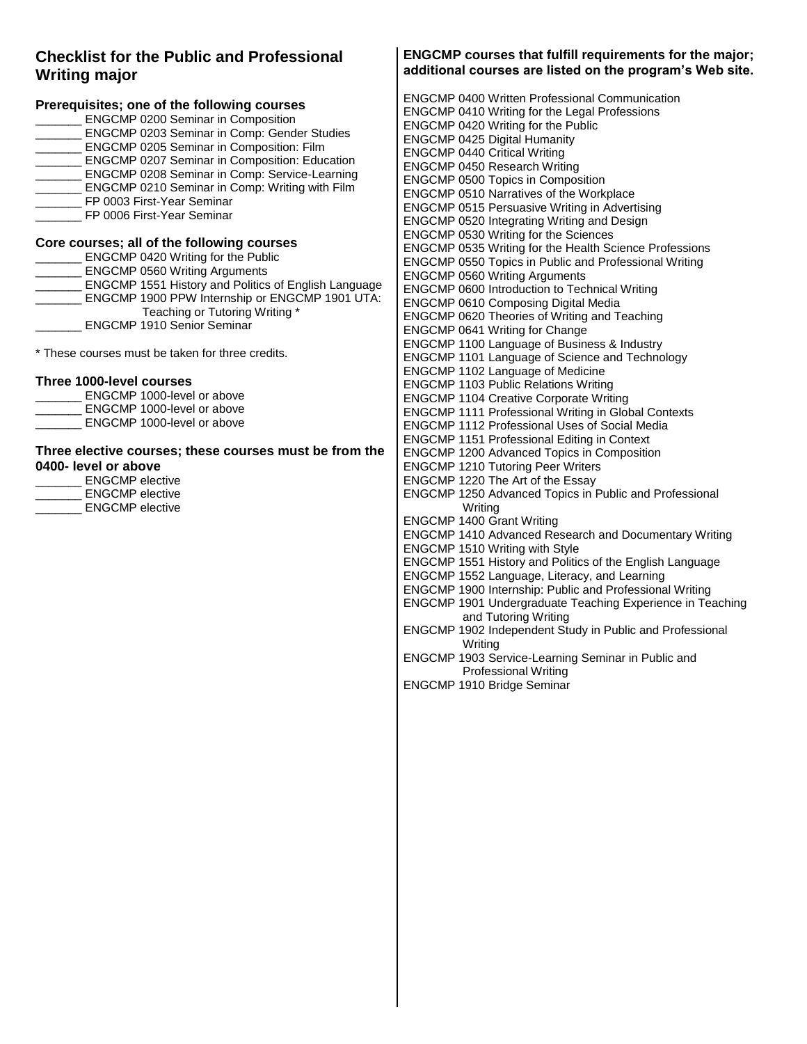## Checklist for the Public and Professional Writing major

### Prerequisites; one of the following courses

_______ ENGCMP 0200 Seminar in Composition
_______ ENGCMP 0203 Seminar in Comp: Gender Studies
_______ ENGCMP 0205 Seminar in Composition: Film
_______ ENGCMP 0207 Seminar in Composition: Education
_______ ENGCMP 0208 Seminar in Comp: Service-Learning
_______ ENGCMP 0210 Seminar in Comp: Writing with Film
_______ FP 0003 First-Year Seminar
_______ FP 0006 First-Year Seminar

### Core courses; all of the following courses

_______ ENGCMP 0420 Writing for the Public
_______ ENGCMP 0560 Writing Arguments
_______ ENGCMP 1551 History and Politics of English Language
_______ ENGCMP 1900 PPW Internship or ENGCMP 1901 UTA: Teaching or Tutoring Writing *
_______ ENGCMP 1910 Senior Seminar

* These courses must be taken for three credits.

### Three 1000-level courses

_______ ENGCMP 1000-level or above
_______ ENGCMP 1000-level or above
_______ ENGCMP 1000-level or above

### Three elective courses; these courses must be from the 0400- level or above

_______ ENGCMP elective
_______ ENGCMP elective
_______ ENGCMP elective

### ENGCMP courses that fulfill requirements for the major; additional courses are listed on the program's Web site.

ENGCMP 0400 Written Professional Communication
ENGCMP 0410 Writing for the Legal Professions
ENGCMP 0420 Writing for the Public
ENGCMP 0425 Digital Humanity
ENGCMP 0440 Critical Writing
ENGCMP 0450 Research Writing
ENGCMP 0500 Topics in Composition
ENGCMP 0510 Narratives of the Workplace
ENGCMP 0515 Persuasive Writing in Advertising
ENGCMP 0520 Integrating Writing and Design
ENGCMP 0530 Writing for the Sciences
ENGCMP 0535 Writing for the Health Science Professions
ENGCMP 0550 Topics in Public and Professional Writing
ENGCMP 0560 Writing Arguments
ENGCMP 0600 Introduction to Technical Writing
ENGCMP 0610 Composing Digital Media
ENGCMP 0620 Theories of Writing and Teaching
ENGCMP 0641 Writing for Change
ENGCMP 1100 Language of Business & Industry
ENGCMP 1101 Language of Science and Technology
ENGCMP 1102 Language of Medicine
ENGCMP 1103 Public Relations Writing
ENGCMP 1104 Creative Corporate Writing
ENGCMP 1111 Professional Writing in Global Contexts
ENGCMP 1112 Professional Uses of Social Media
ENGCMP 1151 Professional Editing in Context
ENGCMP 1200 Advanced Topics in Composition
ENGCMP 1210 Tutoring Peer Writers
ENGCMP 1220 The Art of the Essay
ENGCMP 1250 Advanced Topics in Public and Professional Writing
ENGCMP 1400 Grant Writing
ENGCMP 1410 Advanced Research and Documentary Writing
ENGCMP 1510 Writing with Style
ENGCMP 1551 History and Politics of the English Language
ENGCMP 1552 Language, Literacy, and Learning
ENGCMP 1900 Internship: Public and Professional Writing
ENGCMP 1901 Undergraduate Teaching Experience in Teaching and Tutoring Writing
ENGCMP 1902 Independent Study in Public and Professional Writing
ENGCMP 1903 Service-Learning Seminar in Public and Professional Writing
ENGCMP 1910 Bridge Seminar